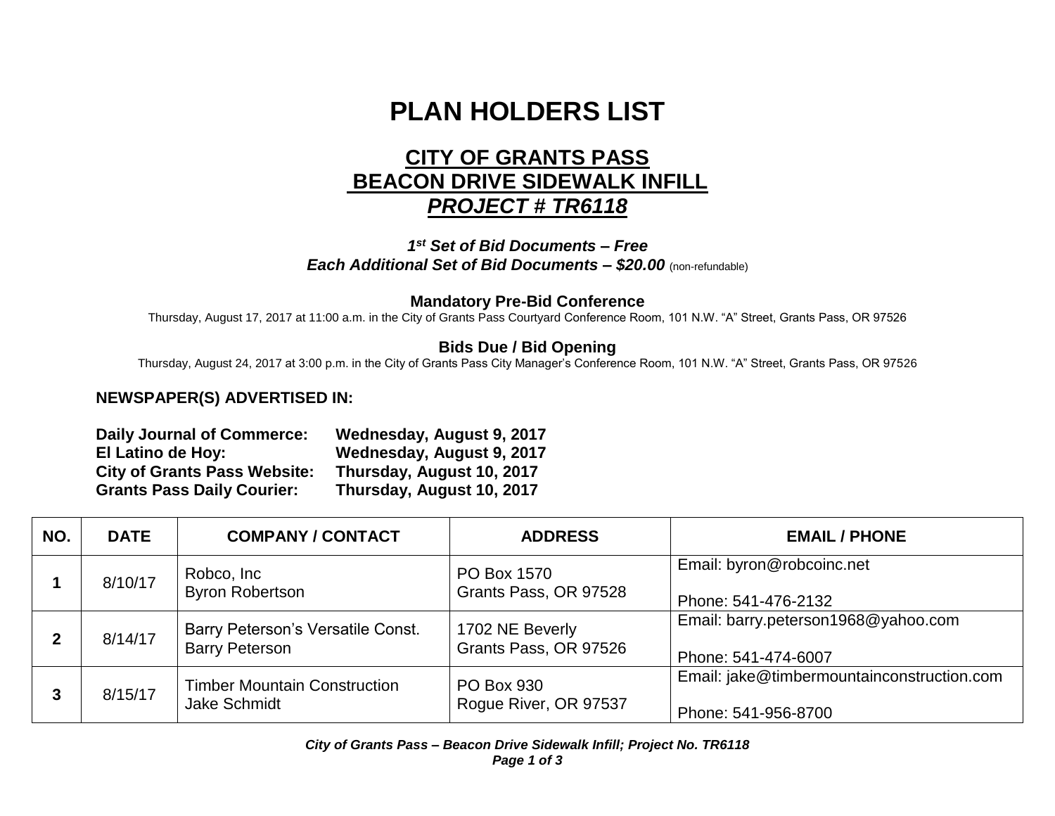# PLAN HOLDERS LIST

## CITY OF GRANTS PASS
## BEACON DRIVE SIDEWALK INFILL
## *PROJECT # TR6118*

***1st Set of Bid Documents – Free***
***Each Additional Set of Bid Documents – $20.00*** (non-refundable)

**Mandatory Pre-Bid Conference**
Thursday, August 17, 2017 at 11:00 a.m. in the City of Grants Pass Courtyard Conference Room, 101 N.W. "A" Street, Grants Pass, OR 97526

**Bids Due / Bid Opening**
Thursday, August 24, 2017 at 3:00 p.m. in the City of Grants Pass City Manager's Conference Room, 101 N.W. "A" Street, Grants Pass, OR 97526

**NEWSPAPER(S) ADVERTISED IN:**

**Daily Journal of Commerce:** **Wednesday, August 9, 2017**
**El Latino de Hoy:** **Wednesday, August 9, 2017**
**City of Grants Pass Website:** **Thursday, August 10, 2017**
**Grants Pass Daily Courier:** **Thursday, August 10, 2017**

| NO. | DATE | COMPANY / CONTACT | ADDRESS | EMAIL / PHONE |
|---|---|---|---|---|
| 1 | 8/10/17 | Robco, Inc<br>Byron Robertson | PO Box 1570<br>Grants Pass, OR 97528 | Email: byron@robcoinc.net<br>Phone: 541-476-2132 |
| 2 | 8/14/17 | Barry Peterson's Versatile Const.<br>Barry Peterson | 1702 NE Beverly<br>Grants Pass, OR 97526 | Email: barry.peterson1968@yahoo.com<br>Phone: 541-474-6007 |
| 3 | 8/15/17 | Timber Mountain Construction<br>Jake Schmidt | PO Box 930<br>Rogue River, OR 97537 | Email: jake@timbermountainconstruction.com<br>Phone: 541-956-8700 |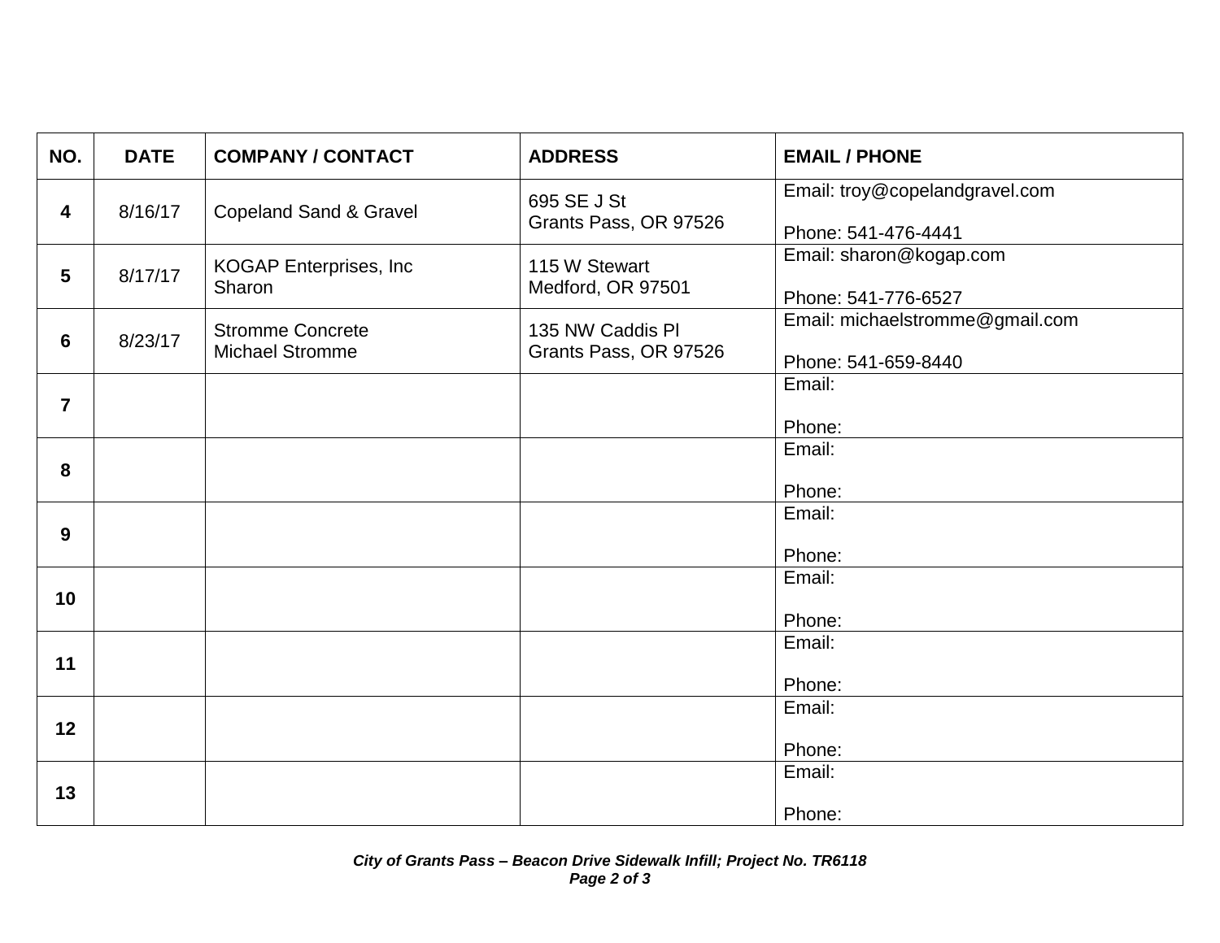| NO. | DATE | COMPANY / CONTACT | ADDRESS | EMAIL / PHONE |
|---|---|---|---|---|
| **4** | 8/16/17 | Copeland Sand & Gravel | 695 SE J St<br>Grants Pass, OR 97526 | Email: troy@copelandgravel.com<br><br>Phone: 541-476-4441 |
| **5** | 8/17/17 | KOGAP Enterprises, Inc<br>Sharon | 115 W Stewart<br>Medford, OR 97501 | Email: sharon@kogap.com<br><br>Phone: 541-776-6527 |
| **6** | 8/23/17 | Stromme Concrete<br>Michael Stromme | 135 NW Caddis Pl<br>Grants Pass, OR 97526 | Email: michaelstromme@gmail.com<br><br>Phone: 541-659-8440 |
| **7** | | | | Email:<br><br>Phone: |
| **8** | | | | Email:<br><br>Phone: |
| **9** | | | | Email:<br><br>Phone: |
| **10** | | | | Email:<br><br>Phone: |
| **11** | | | | Email:<br><br>Phone: |
| **12** | | | | Email:<br><br>Phone: |
| **13** | | | | Email:<br><br>Phone: |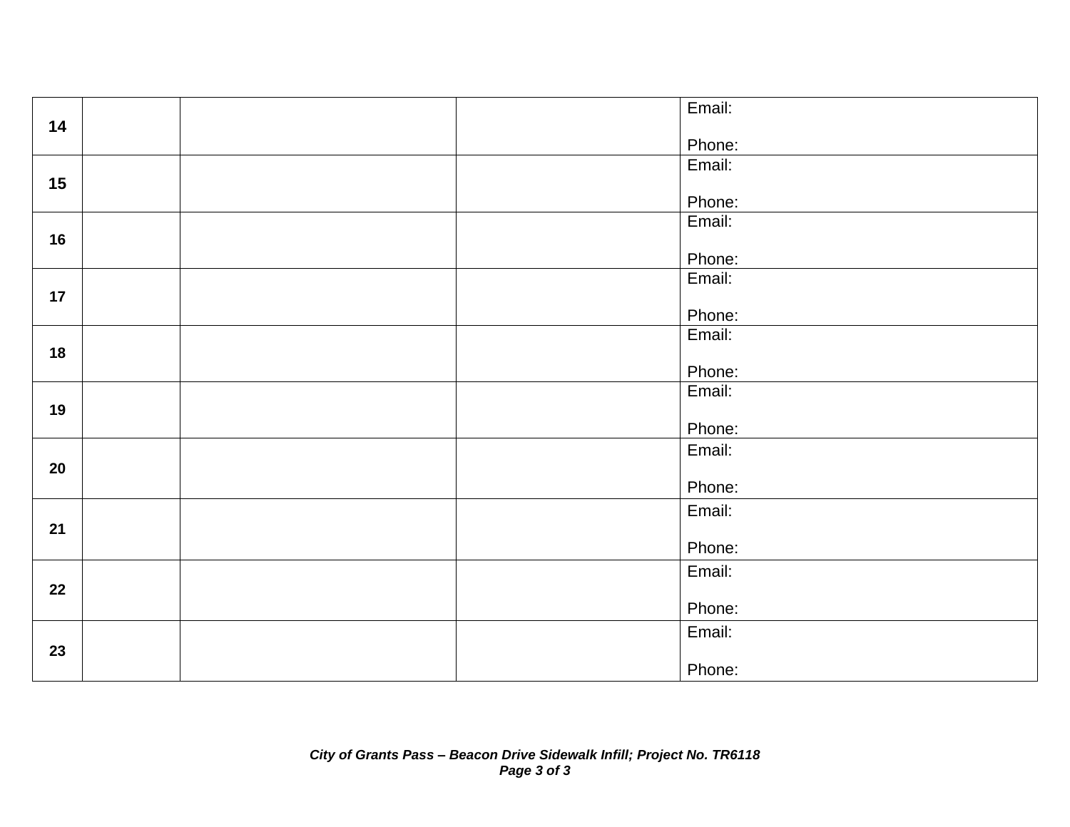| | | | | |
|---|---|---|---|---|
| **14** | | | | Email:<br><br>Phone: |
| **15** | | | | Email:<br><br>Phone: |
| **16** | | | | Email:<br><br>Phone: |
| **17** | | | | Email:<br><br>Phone: |
| **18** | | | | Email:<br><br>Phone: |
| **19** | | | | Email:<br><br>Phone: |
| **20** | | | | Email:<br><br>Phone: |
| **21** | | | | Email:<br><br>Phone: |
| **22** | | | | Email:<br><br>Phone: |
| **23** | | | | Email:<br><br>Phone: |